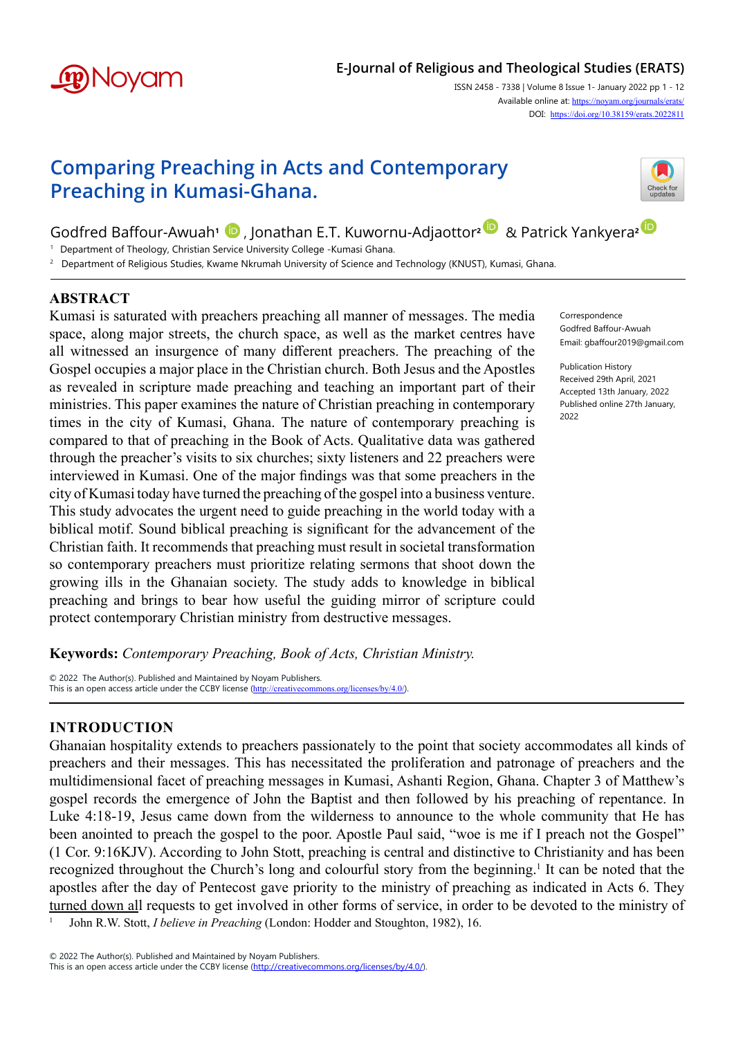# Comparing Preaching in Acts and Contemporary Preaching in Kumasi-Ghana.

Godfred Baffour-Awuah[1], Jonathan E.T. Kuwornu-Adjaottor[2] & Patrick Yankyera[2]

[1] Department of Theology, Christian Service University College -Kumasi Ghana.

[2] Department of Religious Studies, Kwame Nkrumah University of Science and Technology (KNUST), Kumasi, Ghana.

Correspondence
Godfred Baffour-Awuah
Email: gbaffour2019@gmail.com

Publication History
Received 29th April, 2021
Accepted 13th January, 2022
Published online 27th January, 2022

## ABSTRACT

Kumasi is saturated with preachers preaching all manner of messages. The media space, along major streets, the church space, as well as the market centres have all witnessed an insurgence of many different preachers. The preaching of the Gospel occupies a major place in the Christian church. Both Jesus and the Apostles as revealed in scripture made preaching and teaching an important part of their ministries. This paper examines the nature of Christian preaching in contemporary times in the city of Kumasi, Ghana. The nature of contemporary preaching is compared to that of preaching in the Book of Acts. Qualitative data was gathered through the preacher's visits to six churches; sixty listeners and 22 preachers were interviewed in Kumasi. One of the major findings was that some preachers in the city of Kumasi today have turned the preaching of the gospel into a business venture. This study advocates the urgent need to guide preaching in the world today with a biblical motif. Sound biblical preaching is significant for the advancement of the Christian faith. It recommends that preaching must result in societal transformation so contemporary preachers must prioritize relating sermons that shoot down the growing ills in the Ghanaian society. The study adds to knowledge in biblical preaching and brings to bear how useful the guiding mirror of scripture could protect contemporary Christian ministry from destructive messages.

**Keywords:** *Contemporary Preaching, Book of Acts, Christian Ministry.*

© 2022 The Author(s). Published and Maintained by Noyam Publishers.
This is an open access article under the CCBY license (http://creativecommons.org/licenses/by/4.0/).

## INTRODUCTION

Ghanaian hospitality extends to preachers passionately to the point that society accommodates all kinds of preachers and their messages. This has necessitated the proliferation and patronage of preachers and the multidimensional facet of preaching messages in Kumasi, Ashanti Region, Ghana. Chapter 3 of Matthew's gospel records the emergence of John the Baptist and then followed by his preaching of repentance. In Luke 4:18-19, Jesus came down from the wilderness to announce to the whole community that He has been anointed to preach the gospel to the poor. Apostle Paul said, "woe is me if I preach not the Gospel" (1 Cor. 9:16KJV). According to John Stott, preaching is central and distinctive to Christianity and has been recognized throughout the Church's long and colourful story from the beginning.[1] It can be noted that the apostles after the day of Pentecost gave priority to the ministry of preaching as indicated in Acts 6. They turned down all requests to get involved in other forms of service, in order to be devoted to the ministry of

[1] John R.W. Stott, *I believe in Preaching* (London: Hodder and Stoughton, 1982), 16.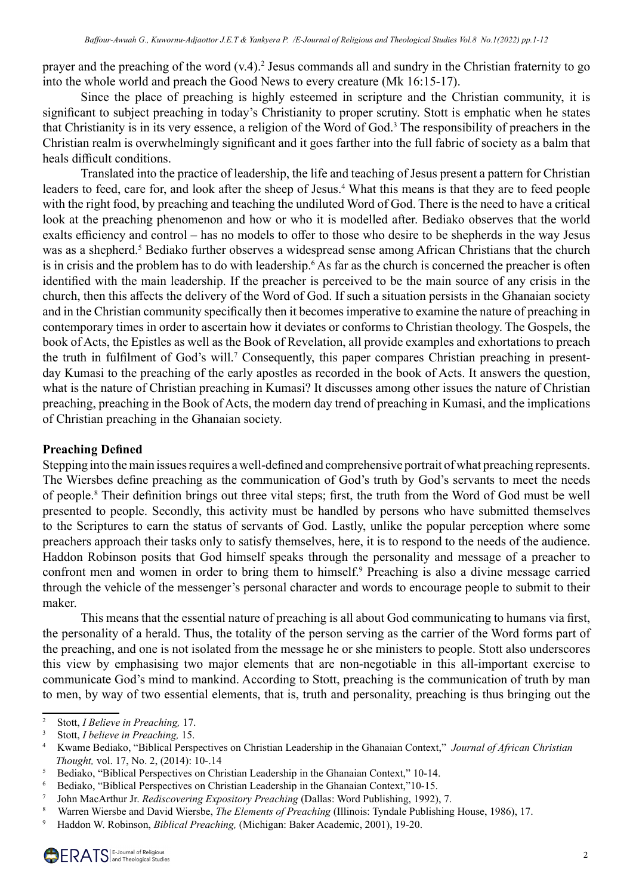prayer and the preaching of the word (v.4).[2] Jesus commands all and sundry in the Christian fraternity to go into the whole world and preach the Good News to every creature (Mk 16:15-17).

Since the place of preaching is highly esteemed in scripture and the Christian community, it is significant to subject preaching in today's Christianity to proper scrutiny. Stott is emphatic when he states that Christianity is in its very essence, a religion of the Word of God.[3] The responsibility of preachers in the Christian realm is overwhelmingly significant and it goes farther into the full fabric of society as a balm that heals difficult conditions.

Translated into the practice of leadership, the life and teaching of Jesus present a pattern for Christian leaders to feed, care for, and look after the sheep of Jesus.[4] What this means is that they are to feed people with the right food, by preaching and teaching the undiluted Word of God. There is the need to have a critical look at the preaching phenomenon and how or who it is modelled after. Bediako observes that the world exalts efficiency and control – has no models to offer to those who desire to be shepherds in the way Jesus was as a shepherd.[5] Bediako further observes a widespread sense among African Christians that the church is in crisis and the problem has to do with leadership.[6] As far as the church is concerned the preacher is often identified with the main leadership. If the preacher is perceived to be the main source of any crisis in the church, then this affects the delivery of the Word of God. If such a situation persists in the Ghanaian society and in the Christian community specifically then it becomes imperative to examine the nature of preaching in contemporary times in order to ascertain how it deviates or conforms to Christian theology. The Gospels, the book of Acts, the Epistles as well as the Book of Revelation, all provide examples and exhortations to preach the truth in fulfilment of God's will.[7] Consequently, this paper compares Christian preaching in present-day Kumasi to the preaching of the early apostles as recorded in the book of Acts. It answers the question, what is the nature of Christian preaching in Kumasi? It discusses among other issues the nature of Christian preaching, preaching in the Book of Acts, the modern day trend of preaching in Kumasi, and the implications of Christian preaching in the Ghanaian society.

**Preaching Defined**

Stepping into the main issues requires a well-defined and comprehensive portrait of what preaching represents. The Wiersbes define preaching as the communication of God's truth by God's servants to meet the needs of people.[8] Their definition brings out three vital steps; first, the truth from the Word of God must be well presented to people. Secondly, this activity must be handled by persons who have submitted themselves to the Scriptures to earn the status of servants of God. Lastly, unlike the popular perception where some preachers approach their tasks only to satisfy themselves, here, it is to respond to the needs of the audience. Haddon Robinson posits that God himself speaks through the personality and message of a preacher to confront men and women in order to bring them to himself.[9] Preaching is also a divine message carried through the vehicle of the messenger's personal character and words to encourage people to submit to their maker.

This means that the essential nature of preaching is all about God communicating to humans via first, the personality of a herald. Thus, the totality of the person serving as the carrier of the Word forms part of the preaching, and one is not isolated from the message he or she ministers to people. Stott also underscores this view by emphasising two major elements that are non-negotiable in this all-important exercise to communicate God's mind to mankind. According to Stott, preaching is the communication of truth by man to men, by way of two essential elements, that is, truth and personality, preaching is thus bringing out the

---

[2] Stott, *I Believe in Preaching,* 17.

[3] Stott, *I believe in Preaching,* 15.

[4] Kwame Bediako, "Biblical Perspectives on Christian Leadership in the Ghanaian Context," *Journal of African Christian Thought,* vol. 17, No. 2, (2014): 10-.14

[5] Bediako, "Biblical Perspectives on Christian Leadership in the Ghanaian Context," 10-14.

[6] Bediako, "Biblical Perspectives on Christian Leadership in the Ghanaian Context,"10-15.

[7] John MacArthur Jr. *Rediscovering Expository Preaching* (Dallas: Word Publishing, 1992), 7.

[8] Warren Wiersbe and David Wiersbe, *The Elements of Preaching* (Illinois: Tyndale Publishing House, 1986), 17.

[9] Haddon W. Robinson, *Biblical Preaching,* (Michigan: Baker Academic, 2001), 19-20.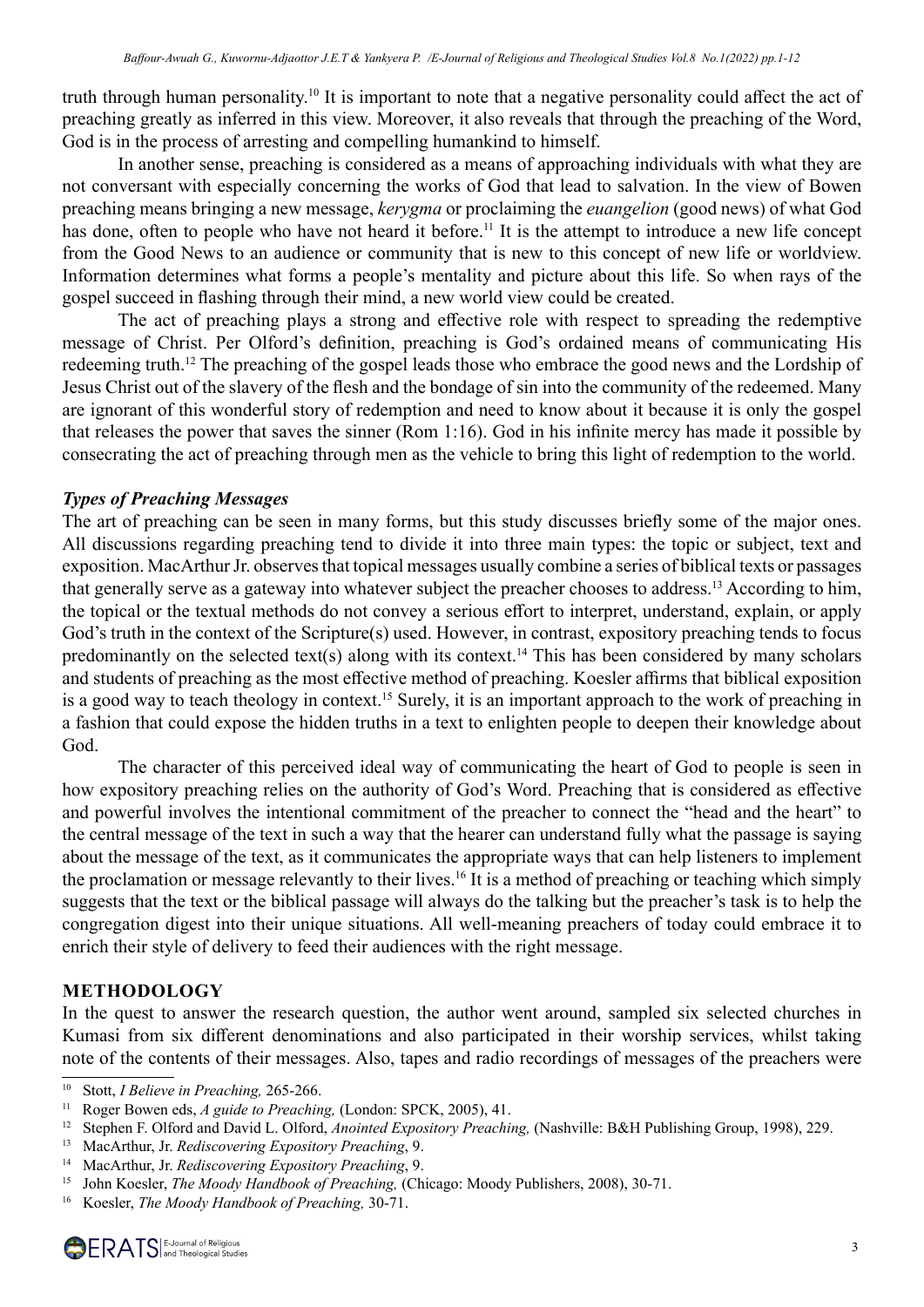truth through human personality.[10] It is important to note that a negative personality could affect the act of preaching greatly as inferred in this view. Moreover, it also reveals that through the preaching of the Word, God is in the process of arresting and compelling humankind to himself.

In another sense, preaching is considered as a means of approaching individuals with what they are not conversant with especially concerning the works of God that lead to salvation. In the view of Bowen preaching means bringing a new message, *kerygma* or proclaiming the *euangelion* (good news) of what God has done, often to people who have not heard it before.[11] It is the attempt to introduce a new life concept from the Good News to an audience or community that is new to this concept of new life or worldview. Information determines what forms a people's mentality and picture about this life. So when rays of the gospel succeed in flashing through their mind, a new world view could be created.

The act of preaching plays a strong and effective role with respect to spreading the redemptive message of Christ. Per Olford's definition, preaching is God's ordained means of communicating His redeeming truth.[12] The preaching of the gospel leads those who embrace the good news and the Lordship of Jesus Christ out of the slavery of the flesh and the bondage of sin into the community of the redeemed. Many are ignorant of this wonderful story of redemption and need to know about it because it is only the gospel that releases the power that saves the sinner (Rom 1:16). God in his infinite mercy has made it possible by consecrating the act of preaching through men as the vehicle to bring this light of redemption to the world.

### *Types of Preaching Messages*

The art of preaching can be seen in many forms, but this study discusses briefly some of the major ones. All discussions regarding preaching tend to divide it into three main types: the topic or subject, text and exposition. MacArthur Jr. observes that topical messages usually combine a series of biblical texts or passages that generally serve as a gateway into whatever subject the preacher chooses to address.[13] According to him, the topical or the textual methods do not convey a serious effort to interpret, understand, explain, or apply God's truth in the context of the Scripture(s) used. However, in contrast, expository preaching tends to focus predominantly on the selected text(s) along with its context.[14] This has been considered by many scholars and students of preaching as the most effective method of preaching. Koesler affirms that biblical exposition is a good way to teach theology in context.[15] Surely, it is an important approach to the work of preaching in a fashion that could expose the hidden truths in a text to enlighten people to deepen their knowledge about God.

The character of this perceived ideal way of communicating the heart of God to people is seen in how expository preaching relies on the authority of God's Word. Preaching that is considered as effective and powerful involves the intentional commitment of the preacher to connect the "head and the heart" to the central message of the text in such a way that the hearer can understand fully what the passage is saying about the message of the text, as it communicates the appropriate ways that can help listeners to implement the proclamation or message relevantly to their lives.[16] It is a method of preaching or teaching which simply suggests that the text or the biblical passage will always do the talking but the preacher's task is to help the congregation digest into their unique situations. All well-meaning preachers of today could embrace it to enrich their style of delivery to feed their audiences with the right message.

## METHODOLOGY

In the quest to answer the research question, the author went around, sampled six selected churches in Kumasi from six different denominations and also participated in their worship services, whilst taking note of the contents of their messages. Also, tapes and radio recordings of messages of the preachers were

---

[10] Stott, *I Believe in Preaching,* 265-266.

[11] Roger Bowen eds, *A guide to Preaching,* (London: SPCK, 2005), 41.

[12] Stephen F. Olford and David L. Olford, *Anointed Expository Preaching,* (Nashville: B&H Publishing Group, 1998), 229.

[13] MacArthur, Jr. *Rediscovering Expository Preaching*, 9.

[14] MacArthur, Jr. *Rediscovering Expository Preaching*, 9.

[15] John Koesler, *The Moody Handbook of Preaching,* (Chicago: Moody Publishers, 2008), 30-71.

[16] Koesler, *The Moody Handbook of Preaching,* 30-71.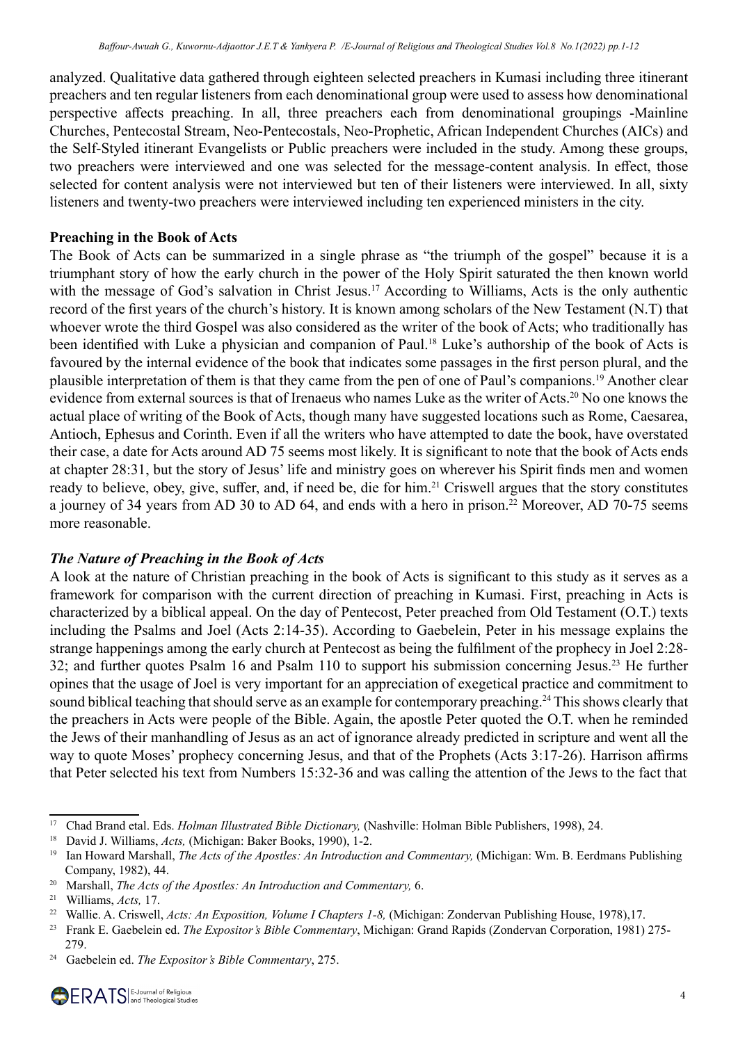analyzed. Qualitative data gathered through eighteen selected preachers in Kumasi including three itinerant preachers and ten regular listeners from each denominational group were used to assess how denominational perspective affects preaching. In all, three preachers each from denominational groupings -Mainline Churches, Pentecostal Stream, Neo-Pentecostals, Neo-Prophetic, African Independent Churches (AICs) and the Self-Styled itinerant Evangelists or Public preachers were included in the study. Among these groups, two preachers were interviewed and one was selected for the message-content analysis. In effect, those selected for content analysis were not interviewed but ten of their listeners were interviewed. In all, sixty listeners and twenty-two preachers were interviewed including ten experienced ministers in the city.

**Preaching in the Book of Acts**

The Book of Acts can be summarized in a single phrase as "the triumph of the gospel" because it is a triumphant story of how the early church in the power of the Holy Spirit saturated the then known world with the message of God's salvation in Christ Jesus.[17] According to Williams, Acts is the only authentic record of the first years of the church's history. It is known among scholars of the New Testament (N.T) that whoever wrote the third Gospel was also considered as the writer of the book of Acts; who traditionally has been identified with Luke a physician and companion of Paul.[18] Luke's authorship of the book of Acts is favoured by the internal evidence of the book that indicates some passages in the first person plural, and the plausible interpretation of them is that they came from the pen of one of Paul's companions.[19] Another clear evidence from external sources is that of Irenaeus who names Luke as the writer of Acts.[20] No one knows the actual place of writing of the Book of Acts, though many have suggested locations such as Rome, Caesarea, Antioch, Ephesus and Corinth. Even if all the writers who have attempted to date the book, have overstated their case, a date for Acts around AD 75 seems most likely. It is significant to note that the book of Acts ends at chapter 28:31, but the story of Jesus' life and ministry goes on wherever his Spirit finds men and women ready to believe, obey, give, suffer, and, if need be, die for him.[21] Criswell argues that the story constitutes a journey of 34 years from AD 30 to AD 64, and ends with a hero in prison.[22] Moreover, AD 70-75 seems more reasonable.

***The Nature of Preaching in the Book of Acts***

A look at the nature of Christian preaching in the book of Acts is significant to this study as it serves as a framework for comparison with the current direction of preaching in Kumasi. First, preaching in Acts is characterized by a biblical appeal. On the day of Pentecost, Peter preached from Old Testament (O.T.) texts including the Psalms and Joel (Acts 2:14-35). According to Gaebelein, Peter in his message explains the strange happenings among the early church at Pentecost as being the fulfilment of the prophecy in Joel 2:28-32; and further quotes Psalm 16 and Psalm 110 to support his submission concerning Jesus.[23] He further opines that the usage of Joel is very important for an appreciation of exegetical practice and commitment to sound biblical teaching that should serve as an example for contemporary preaching.[24] This shows clearly that the preachers in Acts were people of the Bible. Again, the apostle Peter quoted the O.T. when he reminded the Jews of their manhandling of Jesus as an act of ignorance already predicted in scripture and went all the way to quote Moses' prophecy concerning Jesus, and that of the Prophets (Acts 3:17-26). Harrison affirms that Peter selected his text from Numbers 15:32-36 and was calling the attention of the Jews to the fact that

---

[17] Chad Brand etal. Eds. *Holman Illustrated Bible Dictionary,* (Nashville: Holman Bible Publishers, 1998), 24.

[18] David J. Williams, *Acts,* (Michigan: Baker Books, 1990), 1-2.

[19] Ian Howard Marshall, *The Acts of the Apostles: An Introduction and Commentary,* (Michigan: Wm. B. Eerdmans Publishing Company, 1982), 44.

[20] Marshall, *The Acts of the Apostles: An Introduction and Commentary,* 6.

[21] Williams, *Acts,* 17.

[22] Wallie. A. Criswell, *Acts: An Exposition, Volume I Chapters 1-8,* (Michigan: Zondervan Publishing House, 1978),17.

[23] Frank E. Gaebelein ed. *The Expositor's Bible Commentary*, Michigan: Grand Rapids (Zondervan Corporation, 1981) 275-279.

[24] Gaebelein ed. *The Expositor's Bible Commentary*, 275.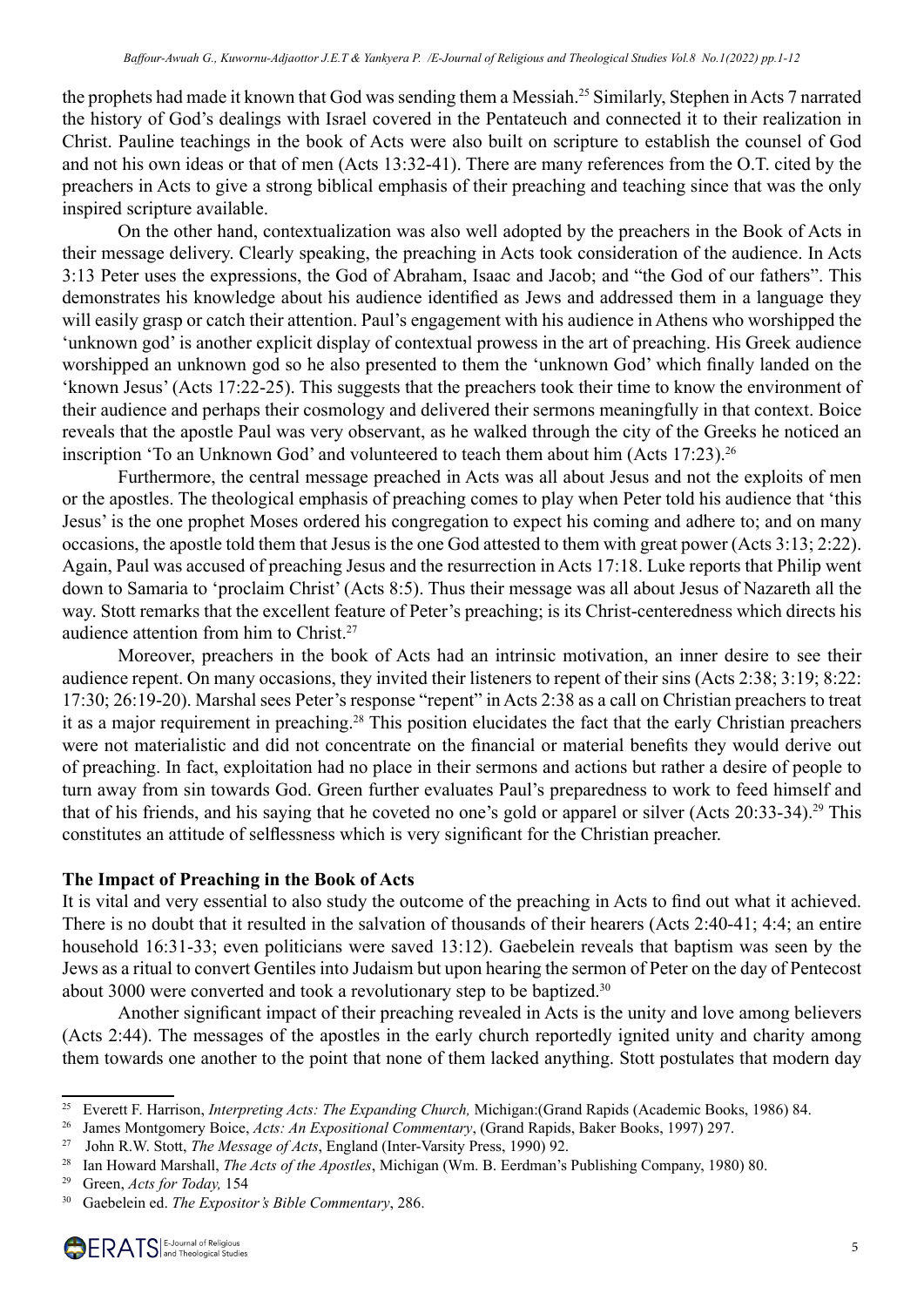the prophets had made it known that God was sending them a Messiah.[25] Similarly, Stephen in Acts 7 narrated the history of God's dealings with Israel covered in the Pentateuch and connected it to their realization in Christ. Pauline teachings in the book of Acts were also built on scripture to establish the counsel of God and not his own ideas or that of men (Acts 13:32-41). There are many references from the O.T. cited by the preachers in Acts to give a strong biblical emphasis of their preaching and teaching since that was the only inspired scripture available.

On the other hand, contextualization was also well adopted by the preachers in the Book of Acts in their message delivery. Clearly speaking, the preaching in Acts took consideration of the audience. In Acts 3:13 Peter uses the expressions, the God of Abraham, Isaac and Jacob; and "the God of our fathers". This demonstrates his knowledge about his audience identified as Jews and addressed them in a language they will easily grasp or catch their attention. Paul's engagement with his audience in Athens who worshipped the 'unknown god' is another explicit display of contextual prowess in the art of preaching. His Greek audience worshipped an unknown god so he also presented to them the 'unknown God' which finally landed on the 'known Jesus' (Acts 17:22-25). This suggests that the preachers took their time to know the environment of their audience and perhaps their cosmology and delivered their sermons meaningfully in that context. Boice reveals that the apostle Paul was very observant, as he walked through the city of the Greeks he noticed an inscription 'To an Unknown God' and volunteered to teach them about him (Acts 17:23).[26]

Furthermore, the central message preached in Acts was all about Jesus and not the exploits of men or the apostles. The theological emphasis of preaching comes to play when Peter told his audience that 'this Jesus' is the one prophet Moses ordered his congregation to expect his coming and adhere to; and on many occasions, the apostle told them that Jesus is the one God attested to them with great power (Acts 3:13; 2:22). Again, Paul was accused of preaching Jesus and the resurrection in Acts 17:18. Luke reports that Philip went down to Samaria to 'proclaim Christ' (Acts 8:5). Thus their message was all about Jesus of Nazareth all the way. Stott remarks that the excellent feature of Peter's preaching; is its Christ-centeredness which directs his audience attention from him to Christ.[27]

Moreover, preachers in the book of Acts had an intrinsic motivation, an inner desire to see their audience repent. On many occasions, they invited their listeners to repent of their sins (Acts 2:38; 3:19; 8:22: 17:30; 26:19-20). Marshal sees Peter's response "repent" in Acts 2:38 as a call on Christian preachers to treat it as a major requirement in preaching.[28] This position elucidates the fact that the early Christian preachers were not materialistic and did not concentrate on the financial or material benefits they would derive out of preaching. In fact, exploitation had no place in their sermons and actions but rather a desire of people to turn away from sin towards God. Green further evaluates Paul's preparedness to work to feed himself and that of his friends, and his saying that he coveted no one's gold or apparel or silver (Acts 20:33-34).[29] This constitutes an attitude of selflessness which is very significant for the Christian preacher.

**The Impact of Preaching in the Book of Acts**

It is vital and very essential to also study the outcome of the preaching in Acts to find out what it achieved. There is no doubt that it resulted in the salvation of thousands of their hearers (Acts 2:40-41; 4:4; an entire household 16:31-33; even politicians were saved 13:12). Gaebelein reveals that baptism was seen by the Jews as a ritual to convert Gentiles into Judaism but upon hearing the sermon of Peter on the day of Pentecost about 3000 were converted and took a revolutionary step to be baptized.[30]

Another significant impact of their preaching revealed in Acts is the unity and love among believers (Acts 2:44). The messages of the apostles in the early church reportedly ignited unity and charity among them towards one another to the point that none of them lacked anything. Stott postulates that modern day

---

[25] Everett F. Harrison, *Interpreting Acts: The Expanding Church,* Michigan:(Grand Rapids (Academic Books, 1986) 84.

[26] James Montgomery Boice, *Acts: An Expositional Commentary*, (Grand Rapids, Baker Books, 1997) 297.

[27] John R.W. Stott, *The Message of Acts*, England (Inter-Varsity Press, 1990) 92.

[28] Ian Howard Marshall, *The Acts of the Apostles*, Michigan (Wm. B. Eerdman's Publishing Company, 1980) 80.

[29] Green, *Acts for Today,* 154

[30] Gaebelein ed. *The Expositor's Bible Commentary*, 286.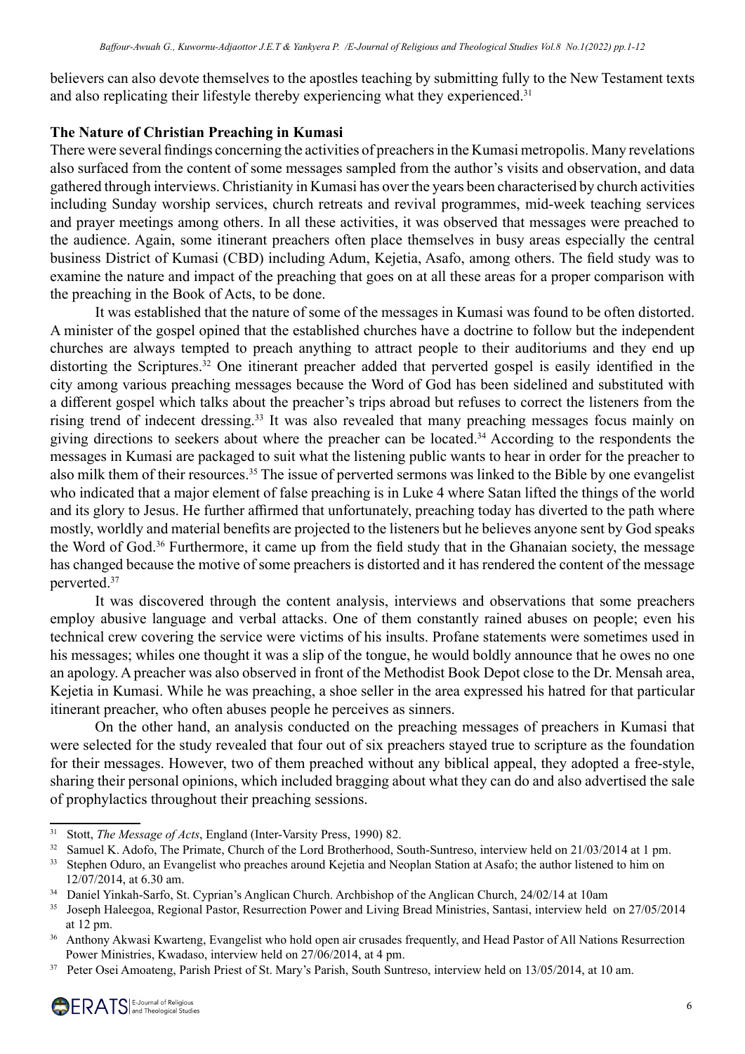believers can also devote themselves to the apostles teaching by submitting fully to the New Testament texts and also replicating their lifestyle thereby experiencing what they experienced.[31]

**The Nature of Christian Preaching in Kumasi**

There were several findings concerning the activities of preachers in the Kumasi metropolis. Many revelations also surfaced from the content of some messages sampled from the author's visits and observation, and data gathered through interviews. Christianity in Kumasi has over the years been characterised by church activities including Sunday worship services, church retreats and revival programmes, mid-week teaching services and prayer meetings among others. In all these activities, it was observed that messages were preached to the audience. Again, some itinerant preachers often place themselves in busy areas especially the central business District of Kumasi (CBD) including Adum, Kejetia, Asafo, among others. The field study was to examine the nature and impact of the preaching that goes on at all these areas for a proper comparison with the preaching in the Book of Acts, to be done.

It was established that the nature of some of the messages in Kumasi was found to be often distorted. A minister of the gospel opined that the established churches have a doctrine to follow but the independent churches are always tempted to preach anything to attract people to their auditoriums and they end up distorting the Scriptures.[32] One itinerant preacher added that perverted gospel is easily identified in the city among various preaching messages because the Word of God has been sidelined and substituted with a different gospel which talks about the preacher's trips abroad but refuses to correct the listeners from the rising trend of indecent dressing.[33] It was also revealed that many preaching messages focus mainly on giving directions to seekers about where the preacher can be located.[34] According to the respondents the messages in Kumasi are packaged to suit what the listening public wants to hear in order for the preacher to also milk them of their resources.[35] The issue of perverted sermons was linked to the Bible by one evangelist who indicated that a major element of false preaching is in Luke 4 where Satan lifted the things of the world and its glory to Jesus. He further affirmed that unfortunately, preaching today has diverted to the path where mostly, worldly and material benefits are projected to the listeners but he believes anyone sent by God speaks the Word of God.[36] Furthermore, it came up from the field study that in the Ghanaian society, the message has changed because the motive of some preachers is distorted and it has rendered the content of the message perverted.[37]

It was discovered through the content analysis, interviews and observations that some preachers employ abusive language and verbal attacks. One of them constantly rained abuses on people; even his technical crew covering the service were victims of his insults. Profane statements were sometimes used in his messages; whiles one thought it was a slip of the tongue, he would boldly announce that he owes no one an apology. A preacher was also observed in front of the Methodist Book Depot close to the Dr. Mensah area, Kejetia in Kumasi. While he was preaching, a shoe seller in the area expressed his hatred for that particular itinerant preacher, who often abuses people he perceives as sinners.

On the other hand, an analysis conducted on the preaching messages of preachers in Kumasi that were selected for the study revealed that four out of six preachers stayed true to scripture as the foundation for their messages. However, two of them preached without any biblical appeal, they adopted a free-style, sharing their personal opinions, which included bragging about what they can do and also advertised the sale of prophylactics throughout their preaching sessions.

---

[31] Stott, *The Message of Acts*, England (Inter-Varsity Press, 1990) 82.

[32] Samuel K. Adofo, The Primate, Church of the Lord Brotherhood, South-Suntreso, interview held on 21/03/2014 at 1 pm.

[33] Stephen Oduro, an Evangelist who preaches around Kejetia and Neoplan Station at Asafo; the author listened to him on 12/07/2014, at 6.30 am.

[34] Daniel Yinkah-Sarfo, St. Cyprian's Anglican Church. Archbishop of the Anglican Church, 24/02/14 at 10am

[35] Joseph Haleegoa, Regional Pastor, Resurrection Power and Living Bread Ministries, Santasi, interview held on 27/05/2014 at 12 pm.

[36] Anthony Akwasi Kwarteng, Evangelist who hold open air crusades frequently, and Head Pastor of All Nations Resurrection Power Ministries, Kwadaso, interview held on 27/06/2014, at 4 pm.

[37] Peter Osei Amoateng, Parish Priest of St. Mary's Parish, South Suntreso, interview held on 13/05/2014, at 10 am.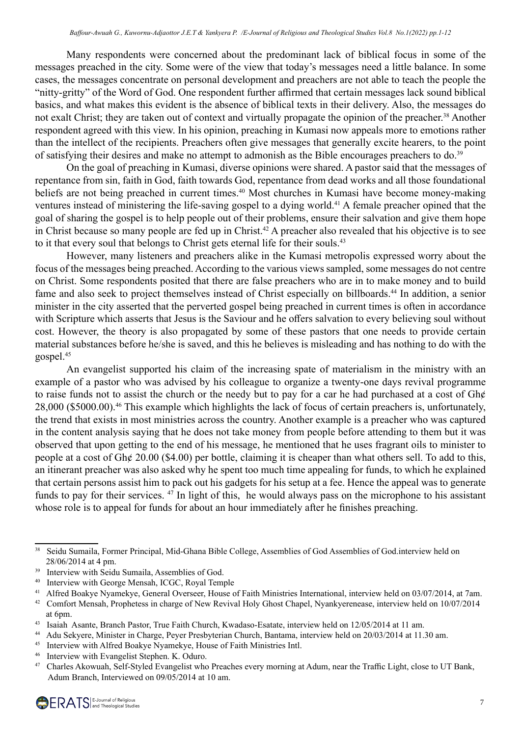Many respondents were concerned about the predominant lack of biblical focus in some of the messages preached in the city. Some were of the view that today's messages need a little balance. In some cases, the messages concentrate on personal development and preachers are not able to teach the people the "nitty-gritty" of the Word of God. One respondent further affirmed that certain messages lack sound biblical basics, and what makes this evident is the absence of biblical texts in their delivery. Also, the messages do not exalt Christ; they are taken out of context and virtually propagate the opinion of the preacher.[38] Another respondent agreed with this view. In his opinion, preaching in Kumasi now appeals more to emotions rather than the intellect of the recipients. Preachers often give messages that generally excite hearers, to the point of satisfying their desires and make no attempt to admonish as the Bible encourages preachers to do.[39]

On the goal of preaching in Kumasi, diverse opinions were shared. A pastor said that the messages of repentance from sin, faith in God, faith towards God, repentance from dead works and all those foundational beliefs are not being preached in current times.[40] Most churches in Kumasi have become money-making ventures instead of ministering the life-saving gospel to a dying world.[41] A female preacher opined that the goal of sharing the gospel is to help people out of their problems, ensure their salvation and give them hope in Christ because so many people are fed up in Christ.[42] A preacher also revealed that his objective is to see to it that every soul that belongs to Christ gets eternal life for their souls.[43]

However, many listeners and preachers alike in the Kumasi metropolis expressed worry about the focus of the messages being preached. According to the various views sampled, some messages do not centre on Christ. Some respondents posited that there are false preachers who are in to make money and to build fame and also seek to project themselves instead of Christ especially on billboards.[44] In addition, a senior minister in the city asserted that the perverted gospel being preached in current times is often in accordance with Scripture which asserts that Jesus is the Saviour and he offers salvation to every believing soul without cost. However, the theory is also propagated by some of these pastors that one needs to provide certain material substances before he/she is saved, and this he believes is misleading and has nothing to do with the gospel.[45]

An evangelist supported his claim of the increasing spate of materialism in the ministry with an example of a pastor who was advised by his colleague to organize a twenty-one days revival programme to raise funds not to assist the church or the needy but to pay for a car he had purchased at a cost of Gh¢ 28,000 ($5000.00).[46] This example which highlights the lack of focus of certain preachers is, unfortunately, the trend that exists in most ministries across the country. Another example is a preacher who was captured in the content analysis saying that he does not take money from people before attending to them but it was observed that upon getting to the end of his message, he mentioned that he uses fragrant oils to minister to people at a cost of Gh¢ 20.00 ($4.00) per bottle, claiming it is cheaper than what others sell. To add to this, an itinerant preacher was also asked why he spent too much time appealing for funds, to which he explained that certain persons assist him to pack out his gadgets for his setup at a fee. Hence the appeal was to generate funds to pay for their services. [47] In light of this, he would always pass on the microphone to his assistant whose role is to appeal for funds for about an hour immediately after he finishes preaching.

---

[38] Seidu Sumaila, Former Principal, Mid-Ghana Bible College, Assemblies of God Assemblies of God.interview held on 28/06/2014 at 4 pm.

[39] Interview with Seidu Sumaila, Assemblies of God.

[40] Interview with George Mensah, ICGC, Royal Temple

[41] Alfred Boakye Nyamekye, General Overseer, House of Faith Ministries International, interview held on 03/07/2014, at 7am.

[42] Comfort Mensah, Prophetess in charge of New Revival Holy Ghost Chapel, Nyankyerenease, interview held on 10/07/2014 at 6pm.

[43] Isaiah Asante, Branch Pastor, True Faith Church, Kwadaso-Esatate, interview held on 12/05/2014 at 11 am.

[44] Adu Sekyere, Minister in Charge, Peyer Presbyterian Church, Bantama, interview held on 20/03/2014 at 11.30 am.

[45] Interview with Alfred Boakye Nyamekye, House of Faith Ministries Intl.

[46] Interview with Evangelist Stephen. K. Oduro.

[47] Charles Akowuah, Self-Styled Evangelist who Preaches every morning at Adum, near the Traffic Light, close to UT Bank, Adum Branch, Interviewed on 09/05/2014 at 10 am.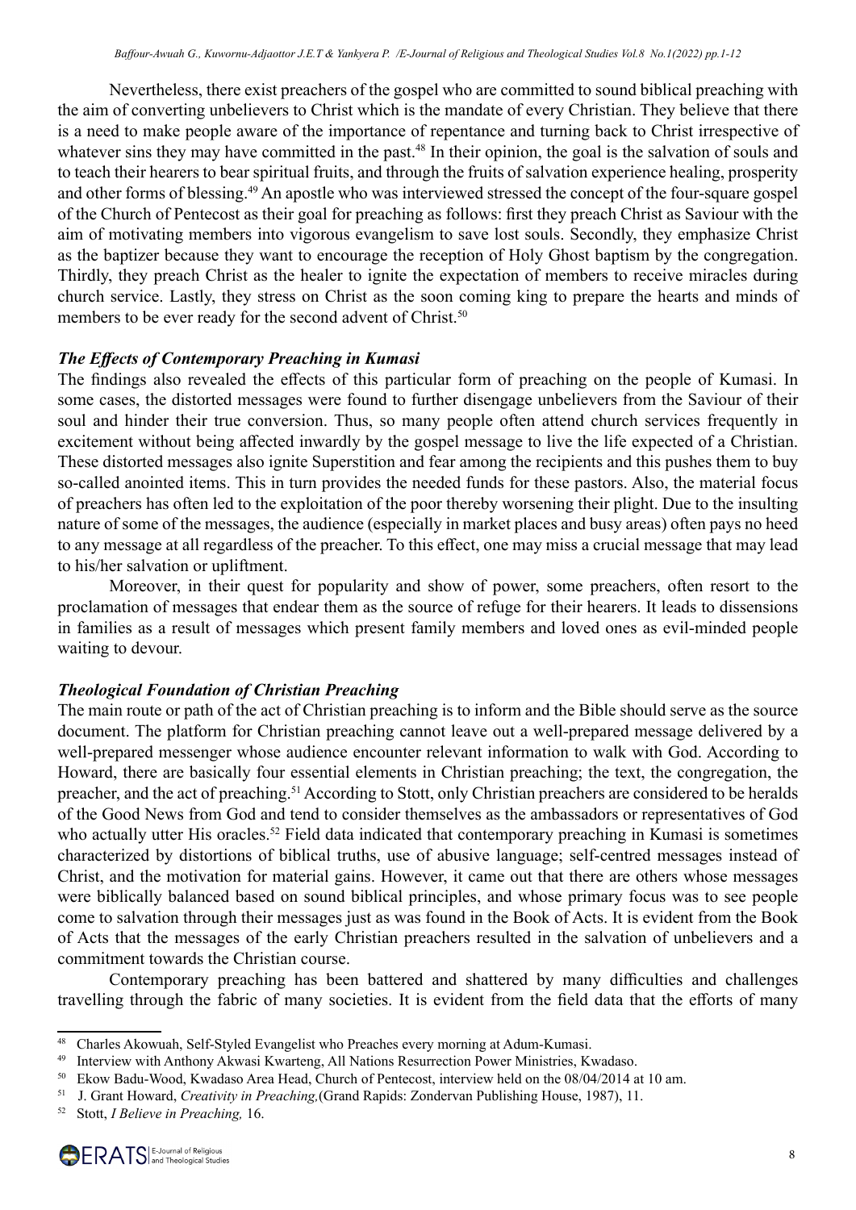Nevertheless, there exist preachers of the gospel who are committed to sound biblical preaching with the aim of converting unbelievers to Christ which is the mandate of every Christian. They believe that there is a need to make people aware of the importance of repentance and turning back to Christ irrespective of whatever sins they may have committed in the past.[48] In their opinion, the goal is the salvation of souls and to teach their hearers to bear spiritual fruits, and through the fruits of salvation experience healing, prosperity and other forms of blessing.[49] An apostle who was interviewed stressed the concept of the four-square gospel of the Church of Pentecost as their goal for preaching as follows: first they preach Christ as Saviour with the aim of motivating members into vigorous evangelism to save lost souls. Secondly, they emphasize Christ as the baptizer because they want to encourage the reception of Holy Ghost baptism by the congregation. Thirdly, they preach Christ as the healer to ignite the expectation of members to receive miracles during church service. Lastly, they stress on Christ as the soon coming king to prepare the hearts and minds of members to be ever ready for the second advent of Christ.[50]

### *The Effects of Contemporary Preaching in Kumasi*

The findings also revealed the effects of this particular form of preaching on the people of Kumasi. In some cases, the distorted messages were found to further disengage unbelievers from the Saviour of their soul and hinder their true conversion. Thus, so many people often attend church services frequently in excitement without being affected inwardly by the gospel message to live the life expected of a Christian. These distorted messages also ignite Superstition and fear among the recipients and this pushes them to buy so-called anointed items. This in turn provides the needed funds for these pastors. Also, the material focus of preachers has often led to the exploitation of the poor thereby worsening their plight. Due to the insulting nature of some of the messages, the audience (especially in market places and busy areas) often pays no heed to any message at all regardless of the preacher. To this effect, one may miss a crucial message that may lead to his/her salvation or upliftment.

Moreover, in their quest for popularity and show of power, some preachers, often resort to the proclamation of messages that endear them as the source of refuge for their hearers. It leads to dissensions in families as a result of messages which present family members and loved ones as evil-minded people waiting to devour.

### *Theological Foundation of Christian Preaching*

The main route or path of the act of Christian preaching is to inform and the Bible should serve as the source document. The platform for Christian preaching cannot leave out a well-prepared message delivered by a well-prepared messenger whose audience encounter relevant information to walk with God. According to Howard, there are basically four essential elements in Christian preaching; the text, the congregation, the preacher, and the act of preaching.[51] According to Stott, only Christian preachers are considered to be heralds of the Good News from God and tend to consider themselves as the ambassadors or representatives of God who actually utter His oracles.[52] Field data indicated that contemporary preaching in Kumasi is sometimes characterized by distortions of biblical truths, use of abusive language; self-centred messages instead of Christ, and the motivation for material gains. However, it came out that there are others whose messages were biblically balanced based on sound biblical principles, and whose primary focus was to see people come to salvation through their messages just as was found in the Book of Acts. It is evident from the Book of Acts that the messages of the early Christian preachers resulted in the salvation of unbelievers and a commitment towards the Christian course.

Contemporary preaching has been battered and shattered by many difficulties and challenges travelling through the fabric of many societies. It is evident from the field data that the efforts of many

---

[48] Charles Akowuah, Self-Styled Evangelist who Preaches every morning at Adum-Kumasi.

[49] Interview with Anthony Akwasi Kwarteng, All Nations Resurrection Power Ministries, Kwadaso.

[50] Ekow Badu-Wood, Kwadaso Area Head, Church of Pentecost, interview held on the 08/04/2014 at 10 am.

[51] J. Grant Howard, *Creativity in Preaching,*(Grand Rapids: Zondervan Publishing House, 1987), 11.

[52] Stott, *I Believe in Preaching,* 16.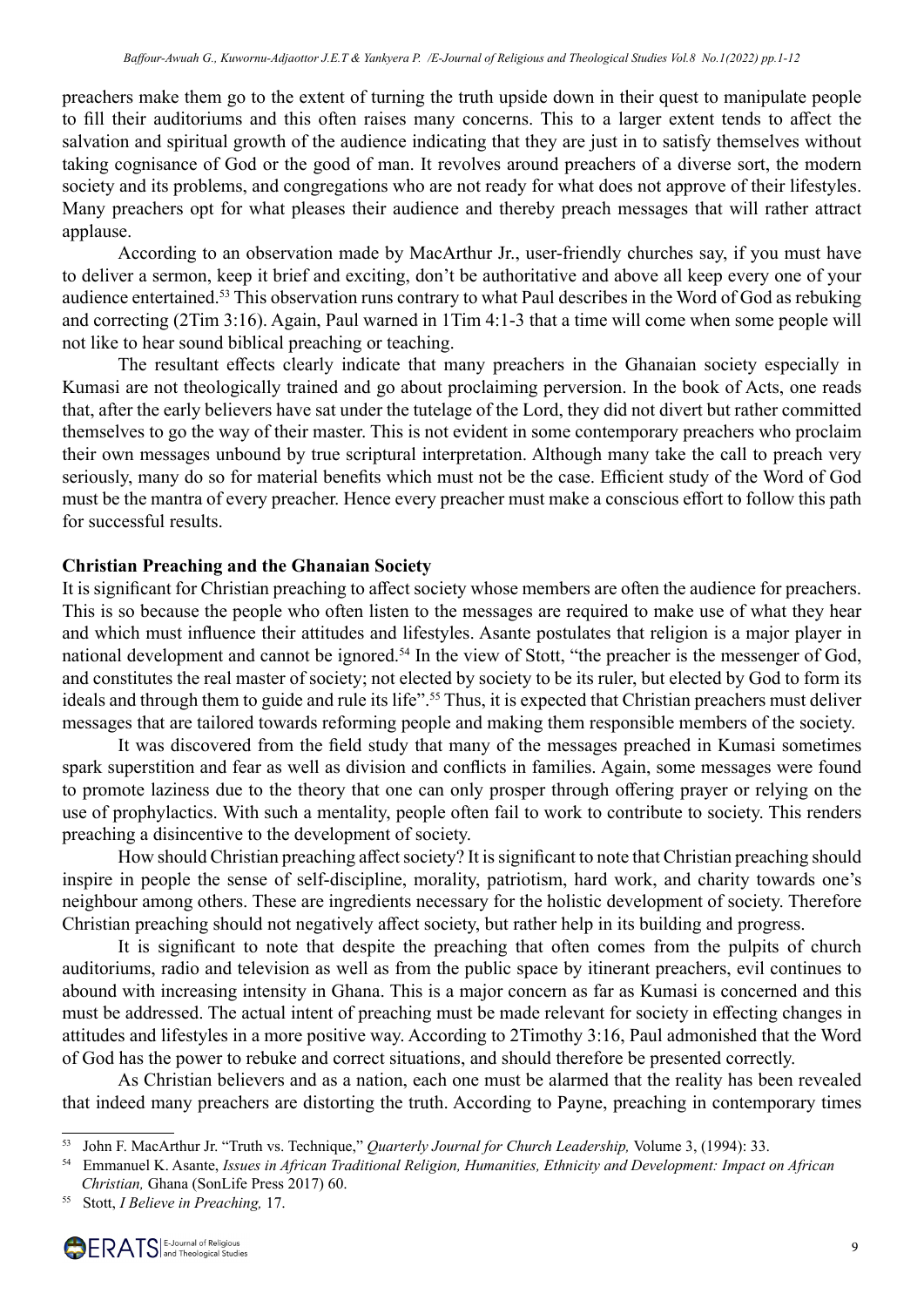preachers make them go to the extent of turning the truth upside down in their quest to manipulate people to fill their auditoriums and this often raises many concerns. This to a larger extent tends to affect the salvation and spiritual growth of the audience indicating that they are just in to satisfy themselves without taking cognisance of God or the good of man. It revolves around preachers of a diverse sort, the modern society and its problems, and congregations who are not ready for what does not approve of their lifestyles. Many preachers opt for what pleases their audience and thereby preach messages that will rather attract applause.

According to an observation made by MacArthur Jr., user-friendly churches say, if you must have to deliver a sermon, keep it brief and exciting, don't be authoritative and above all keep every one of your audience entertained.[53] This observation runs contrary to what Paul describes in the Word of God as rebuking and correcting (2Tim 3:16). Again, Paul warned in 1Tim 4:1-3 that a time will come when some people will not like to hear sound biblical preaching or teaching.

The resultant effects clearly indicate that many preachers in the Ghanaian society especially in Kumasi are not theologically trained and go about proclaiming perversion. In the book of Acts, one reads that, after the early believers have sat under the tutelage of the Lord, they did not divert but rather committed themselves to go the way of their master. This is not evident in some contemporary preachers who proclaim their own messages unbound by true scriptural interpretation. Although many take the call to preach very seriously, many do so for material benefits which must not be the case. Efficient study of the Word of God must be the mantra of every preacher. Hence every preacher must make a conscious effort to follow this path for successful results.

**Christian Preaching and the Ghanaian Society**

It is significant for Christian preaching to affect society whose members are often the audience for preachers. This is so because the people who often listen to the messages are required to make use of what they hear and which must influence their attitudes and lifestyles. Asante postulates that religion is a major player in national development and cannot be ignored.[54] In the view of Stott, "the preacher is the messenger of God, and constitutes the real master of society; not elected by society to be its ruler, but elected by God to form its ideals and through them to guide and rule its life".[55] Thus, it is expected that Christian preachers must deliver messages that are tailored towards reforming people and making them responsible members of the society.

It was discovered from the field study that many of the messages preached in Kumasi sometimes spark superstition and fear as well as division and conflicts in families. Again, some messages were found to promote laziness due to the theory that one can only prosper through offering prayer or relying on the use of prophylactics. With such a mentality, people often fail to work to contribute to society. This renders preaching a disincentive to the development of society.

How should Christian preaching affect society? It is significant to note that Christian preaching should inspire in people the sense of self-discipline, morality, patriotism, hard work, and charity towards one's neighbour among others. These are ingredients necessary for the holistic development of society. Therefore Christian preaching should not negatively affect society, but rather help in its building and progress.

It is significant to note that despite the preaching that often comes from the pulpits of church auditoriums, radio and television as well as from the public space by itinerant preachers, evil continues to abound with increasing intensity in Ghana. This is a major concern as far as Kumasi is concerned and this must be addressed. The actual intent of preaching must be made relevant for society in effecting changes in attitudes and lifestyles in a more positive way. According to 2Timothy 3:16, Paul admonished that the Word of God has the power to rebuke and correct situations, and should therefore be presented correctly.

As Christian believers and as a nation, each one must be alarmed that the reality has been revealed that indeed many preachers are distorting the truth. According to Payne, preaching in contemporary times

---

[53] John F. MacArthur Jr. "Truth vs. Technique," *Quarterly Journal for Church Leadership,* Volume 3, (1994): 33.

[54] Emmanuel K. Asante, *Issues in African Traditional Religion, Humanities, Ethnicity and Development: Impact on African Christian,* Ghana (SonLife Press 2017) 60.

[55] Stott, *I Believe in Preaching,* 17.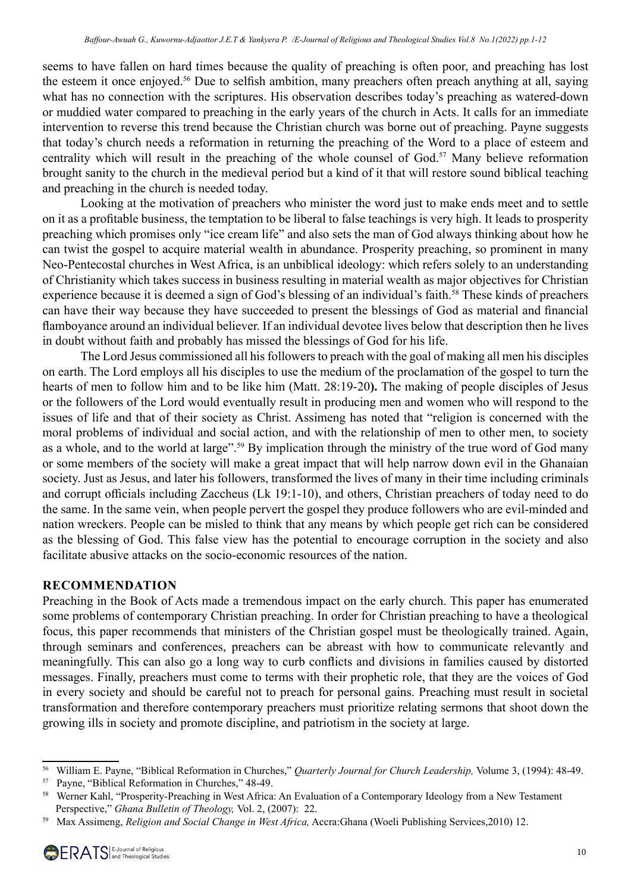seems to have fallen on hard times because the quality of preaching is often poor, and preaching has lost the esteem it once enjoyed.[56] Due to selfish ambition, many preachers often preach anything at all, saying what has no connection with the scriptures. His observation describes today's preaching as watered-down or muddied water compared to preaching in the early years of the church in Acts. It calls for an immediate intervention to reverse this trend because the Christian church was borne out of preaching. Payne suggests that today's church needs a reformation in returning the preaching of the Word to a place of esteem and centrality which will result in the preaching of the whole counsel of God.[57] Many believe reformation brought sanity to the church in the medieval period but a kind of it that will restore sound biblical teaching and preaching in the church is needed today.

Looking at the motivation of preachers who minister the word just to make ends meet and to settle on it as a profitable business, the temptation to be liberal to false teachings is very high. It leads to prosperity preaching which promises only "ice cream life" and also sets the man of God always thinking about how he can twist the gospel to acquire material wealth in abundance. Prosperity preaching, so prominent in many Neo-Pentecostal churches in West Africa, is an unbiblical ideology: which refers solely to an understanding of Christianity which takes success in business resulting in material wealth as major objectives for Christian experience because it is deemed a sign of God's blessing of an individual's faith.[58] These kinds of preachers can have their way because they have succeeded to present the blessings of God as material and financial flamboyance around an individual believer. If an individual devotee lives below that description then he lives in doubt without faith and probably has missed the blessings of God for his life.

The Lord Jesus commissioned all his followers to preach with the goal of making all men his disciples on earth. The Lord employs all his disciples to use the medium of the proclamation of the gospel to turn the hearts of men to follow him and to be like him (Matt. 28:19-20**).** The making of people disciples of Jesus or the followers of the Lord would eventually result in producing men and women who will respond to the issues of life and that of their society as Christ. Assimeng has noted that "religion is concerned with the moral problems of individual and social action, and with the relationship of men to other men, to society as a whole, and to the world at large".[59] By implication through the ministry of the true word of God many or some members of the society will make a great impact that will help narrow down evil in the Ghanaian society. Just as Jesus, and later his followers, transformed the lives of many in their time including criminals and corrupt officials including Zaccheus (Lk 19:1-10), and others, Christian preachers of today need to do the same. In the same vein, when people pervert the gospel they produce followers who are evil-minded and nation wreckers. People can be misled to think that any means by which people get rich can be considered as the blessing of God. This false view has the potential to encourage corruption in the society and also facilitate abusive attacks on the socio-economic resources of the nation.

## RECOMMENDATION

Preaching in the Book of Acts made a tremendous impact on the early church. This paper has enumerated some problems of contemporary Christian preaching. In order for Christian preaching to have a theological focus, this paper recommends that ministers of the Christian gospel must be theologically trained. Again, through seminars and conferences, preachers can be abreast with how to communicate relevantly and meaningfully. This can also go a long way to curb conflicts and divisions in families caused by distorted messages. Finally, preachers must come to terms with their prophetic role, that they are the voices of God in every society and should be careful not to preach for personal gains. Preaching must result in societal transformation and therefore contemporary preachers must prioritize relating sermons that shoot down the growing ills in society and promote discipline, and patriotism in the society at large.

---

[56] William E. Payne, "Biblical Reformation in Churches," *Quarterly Journal for Church Leadership,* Volume 3, (1994): 48-49.

[57] Payne, "Biblical Reformation in Churches," 48-49.

[58] Werner Kahl, "Prosperity-Preaching in West Africa: An Evaluation of a Contemporary Ideology from a New Testament Perspective," *Ghana Bulletin of Theology,* Vol. 2, (2007): 22.

[59] Max Assimeng, *Religion and Social Change in West Africa,* Accra:Ghana (Woeli Publishing Services,2010) 12.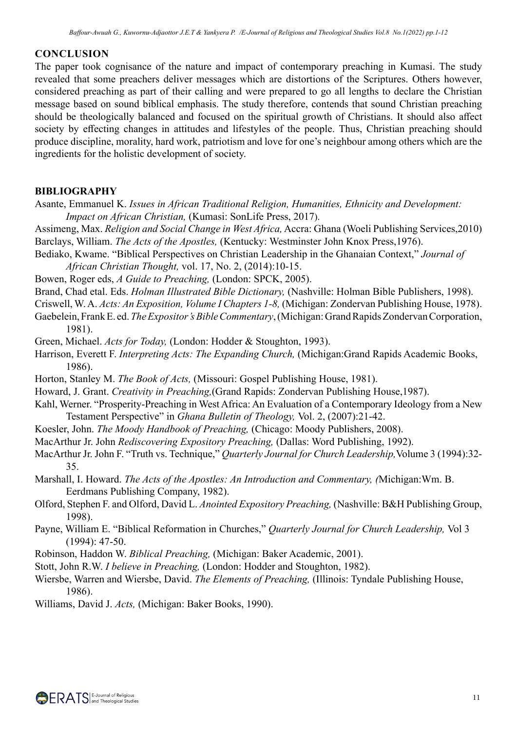## CONCLUSION

The paper took cognisance of the nature and impact of contemporary preaching in Kumasi. The study revealed that some preachers deliver messages which are distortions of the Scriptures. Others however, considered preaching as part of their calling and were prepared to go all lengths to declare the Christian message based on sound biblical emphasis. The study therefore, contends that sound Christian preaching should be theologically balanced and focused on the spiritual growth of Christians. It should also affect society by effecting changes in attitudes and lifestyles of the people. Thus, Christian preaching should produce discipline, morality, hard work, patriotism and love for one's neighbour among others which are the ingredients for the holistic development of society.

## BIBLIOGRAPHY

Asante, Emmanuel K. *Issues in African Traditional Religion, Humanities, Ethnicity and Development: Impact on African Christian,* (Kumasi: SonLife Press, 2017).

Assimeng, Max. *Religion and Social Change in West Africa,* Accra: Ghana (Woeli Publishing Services,2010)

Barclays, William. *The Acts of the Apostles,* (Kentucky: Westminster John Knox Press,1976).

Bediako, Kwame. "Biblical Perspectives on Christian Leadership in the Ghanaian Context," *Journal of African Christian Thought,* vol. 17, No. 2, (2014):10-15.

Bowen, Roger eds, *A Guide to Preaching,* (London: SPCK, 2005).

Brand, Chad etal. Eds. *Holman Illustrated Bible Dictionary,* (Nashville: Holman Bible Publishers, 1998).

Criswell, W. A. *Acts: An Exposition, Volume I Chapters 1-8,* (Michigan: Zondervan Publishing House, 1978).

Gaebelein, Frank E. ed. *The Expositor's Bible Commentary*, (Michigan: Grand Rapids Zondervan Corporation, 1981).

Green, Michael. *Acts for Today,* (London: Hodder & Stoughton, 1993).

Harrison, Everett F. *Interpreting Acts: The Expanding Church,* (Michigan:Grand Rapids Academic Books, 1986).

Horton, Stanley M. *The Book of Acts,* (Missouri: Gospel Publishing House, 1981).

Howard, J. Grant. *Creativity in Preaching,*(Grand Rapids: Zondervan Publishing House,1987).

Kahl, Werner. "Prosperity-Preaching in West Africa: An Evaluation of a Contemporary Ideology from a New Testament Perspective" in *Ghana Bulletin of Theology,* Vol. 2, (2007):21-42.

Koesler, John. *The Moody Handbook of Preaching,* (Chicago: Moody Publishers, 2008).

MacArthur Jr. John *Rediscovering Expository Preaching,* (Dallas: Word Publishing, 1992).

MacArthur Jr. John F. "Truth vs. Technique," *Quarterly Journal for Church Leadership,*Volume 3 (1994):32-35.

Marshall, I. Howard. *The Acts of the Apostles: An Introduction and Commentary, (*Michigan:Wm. B. Eerdmans Publishing Company, 1982).

Olford, Stephen F. and Olford, David L. *Anointed Expository Preaching,* (Nashville: B&H Publishing Group, 1998).

Payne, William E. "Biblical Reformation in Churches," *Quarterly Journal for Church Leadership,* Vol 3 (1994): 47-50.

Robinson, Haddon W. *Biblical Preaching,* (Michigan: Baker Academic, 2001).

Stott, John R.W. *I believe in Preaching,* (London: Hodder and Stoughton, 1982).

Wiersbe, Warren and Wiersbe, David. *The Elements of Preaching,* (Illinois: Tyndale Publishing House, 1986).

Williams, David J. *Acts,* (Michigan: Baker Books, 1990).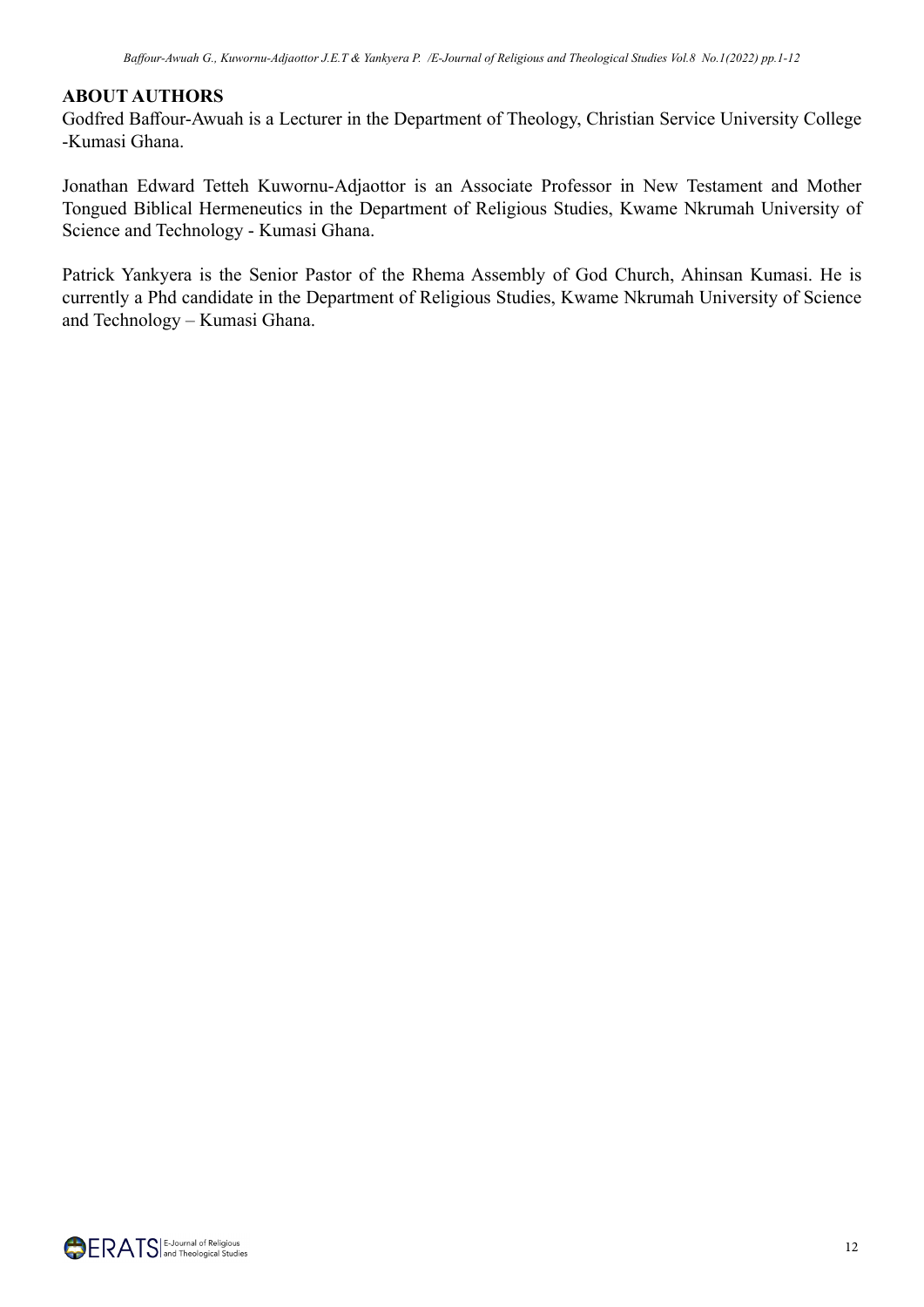## ABOUT AUTHORS

Godfred Baffour-Awuah is a Lecturer in the Department of Theology, Christian Service University College -Kumasi Ghana.

Jonathan Edward Tetteh Kuwornu-Adjaottor is an Associate Professor in New Testament and Mother Tongued Biblical Hermeneutics in the Department of Religious Studies, Kwame Nkrumah University of Science and Technology - Kumasi Ghana.

Patrick Yankyera is the Senior Pastor of the Rhema Assembly of God Church, Ahinsan Kumasi. He is currently a Phd candidate in the Department of Religious Studies, Kwame Nkrumah University of Science and Technology – Kumasi Ghana.